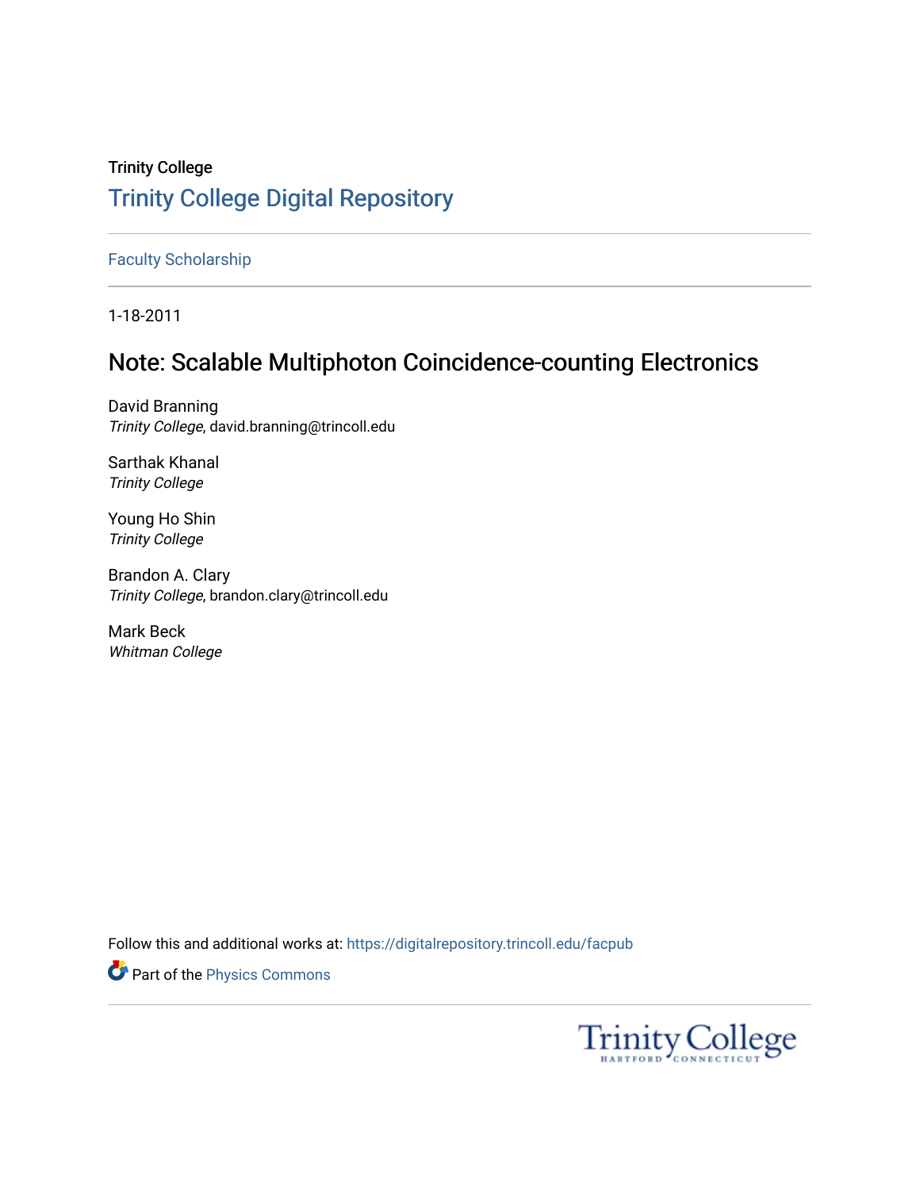Trinity College

# Trinity College Digital Repository

Faculty Scholarship

1-18-2011

## Note: Scalable Multiphoton Coincidence-counting Electronics

David Branning
*Trinity College*, david.branning@trincoll.edu

Sarthak Khanal
*Trinity College*

Young Ho Shin
*Trinity College*

Brandon A. Clary
*Trinity College*, brandon.clary@trincoll.edu

Mark Beck
*Whitman College*

Follow this and additional works at: https://digitalrepository.trincoll.edu/facpub

Part of the Physics Commons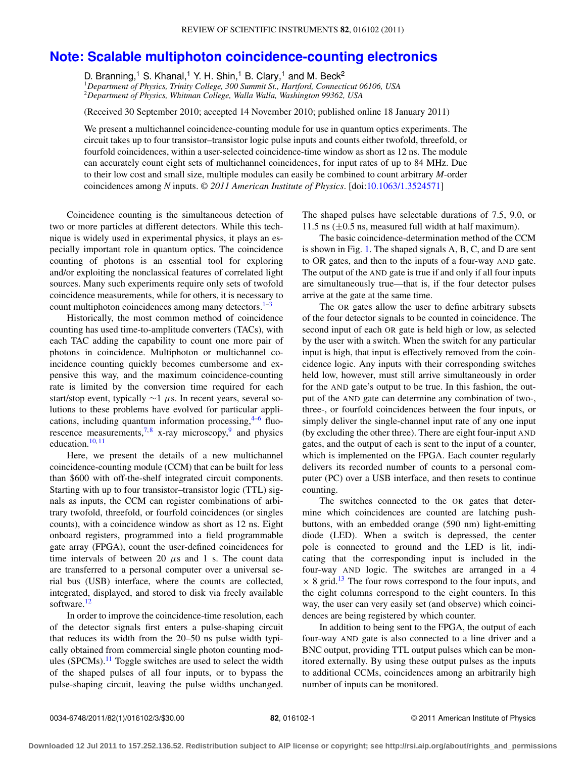# Note: Scalable multiphoton coincidence-counting electronics

D. Branning,[1] S. Khanal,[1] Y. H. Shin,[1] B. Clary,[1] and M. Beck[2]

[1]*Department of Physics, Trinity College, 300 Summit St., Hartford, Connecticut 06106, USA*
[2]*Department of Physics, Whitman College, Walla Walla, Washington 99362, USA*

(Received 30 September 2010; accepted 14 November 2010; published online 18 January 2011)

We present a multichannel coincidence-counting module for use in quantum optics experiments. The circuit takes up to four transistor–transistor logic pulse inputs and counts either twofold, threefold, or fourfold coincidences, within a user-selected coincidence-time window as short as 12 ns. The module can accurately count eight sets of multichannel coincidences, for input rates of up to 84 MHz. Due to their low cost and small size, multiple modules can easily be combined to count arbitrary *M*-order coincidences among *N* inputs. © *2011 American Institute of Physics*. [doi:10.1063/1.3524571]

Coincidence counting is the simultaneous detection of two or more particles at different detectors. While this technique is widely used in experimental physics, it plays an especially important role in quantum optics. The coincidence counting of photons is an essential tool for exploring and/or exploiting the nonclassical features of correlated light sources. Many such experiments require only sets of twofold coincidence measurements, while for others, it is necessary to count multiphoton coincidences among many detectors.[1–3]

Historically, the most common method of coincidence counting has used time-to-amplitude converters (TACs), with each TAC adding the capability to count one more pair of photons in coincidence. Multiphoton or multichannel coincidence counting quickly becomes cumbersome and expensive this way, and the maximum coincidence-counting rate is limited by the conversion time required for each start/stop event, typically $\sim$1 $\mu$s. In recent years, several solutions to these problems have evolved for particular applications, including quantum information processing,[4–6] fluorescence measurements,[7,8] x-ray microscopy,[9] and physics education.[10,11]

Here, we present the details of a new multichannel coincidence-counting module (CCM) that can be built for less than \$600 with off-the-shelf integrated circuit components. Starting with up to four transistor–transistor logic (TTL) signals as inputs, the CCM can register combinations of arbitrary twofold, threefold, or fourfold coincidences (or singles counts), with a coincidence window as short as 12 ns. Eight onboard registers, programmed into a field programmable gate array (FPGA), count the user-defined coincidences for time intervals of between 20 $\mu$s and 1 s. The count data are transferred to a personal computer over a universal serial bus (USB) interface, where the counts are collected, integrated, displayed, and stored to disk via freely available software.[12]

In order to improve the coincidence-time resolution, each of the detector signals first enters a pulse-shaping circuit that reduces its width from the 20–50 ns pulse width typically obtained from commercial single photon counting modules (SPCMs).[11] Toggle switches are used to select the width of the shaped pulses of all four inputs, or to bypass the pulse-shaping circuit, leaving the pulse widths unchanged. The shaped pulses have selectable durations of 7.5, 9.0, or 11.5 ns ($\pm$0.5 ns, measured full width at half maximum).

The basic coincidence-determination method of the CCM is shown in Fig. 1. The shaped signals A, B, C, and D are sent to OR gates, and then to the inputs of a four-way AND gate. The output of the AND gate is true if and only if all four inputs are simultaneously true—that is, if the four detector pulses arrive at the gate at the same time.

The OR gates allow the user to define arbitrary subsets of the four detector signals to be counted in coincidence. The second input of each OR gate is held high or low, as selected by the user with a switch. When the switch for any particular input is high, that input is effectively removed from the coincidence logic. Any inputs with their corresponding switches held low, however, must still arrive simultaneously in order for the AND gate's output to be true. In this fashion, the output of the AND gate can determine any combination of two-, three-, or fourfold coincidences between the four inputs, or simply deliver the single-channel input rate of any one input (by excluding the other three). There are eight four-input AND gates, and the output of each is sent to the input of a counter, which is implemented on the FPGA. Each counter regularly delivers its recorded number of counts to a personal computer (PC) over a USB interface, and then resets to continue counting.

The switches connected to the OR gates that determine which coincidences are counted are latching push-buttons, with an embedded orange (590 nm) light-emitting diode (LED). When a switch is depressed, the center pole is connected to ground and the LED is lit, indicating that the corresponding input is included in the four-way AND logic. The switches are arranged in a 4 $\times$ 8 grid.[13] The four rows correspond to the four inputs, and the eight columns correspond to the eight counters. In this way, the user can very easily set (and observe) which coincidences are being registered by which counter.

In addition to being sent to the FPGA, the output of each four-way AND gate is also connected to a line driver and a BNC output, providing TTL output pulses which can be monitored externally. By using these output pulses as the inputs to additional CCMs, coincidences among an arbitrarily high number of inputs can be monitored.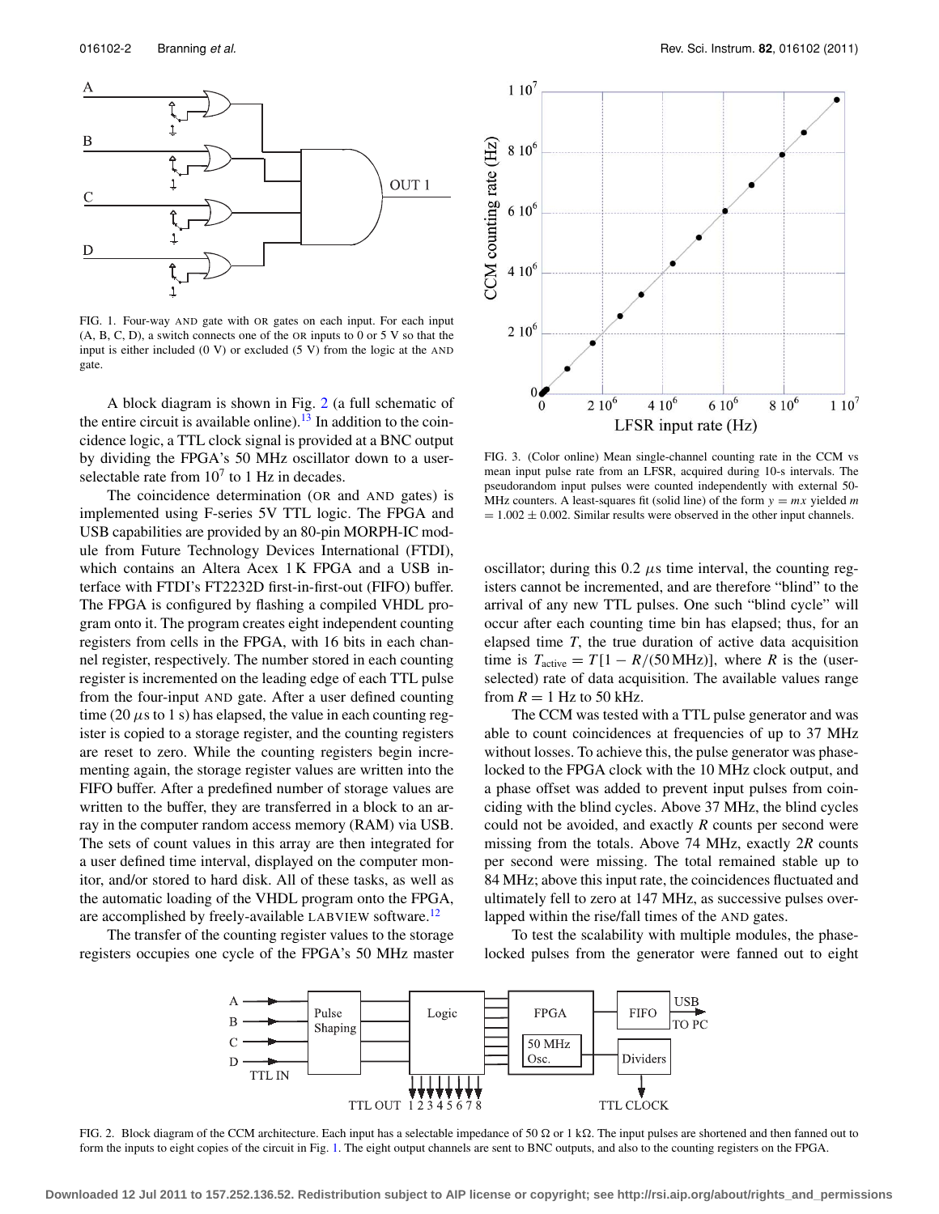FIG. 1. Four-way AND gate with OR gates on each input. For each input (A, B, C, D), a switch connects one of the OR inputs to 0 or 5 V so that the input is either included (0 V) or excluded (5 V) from the logic at the AND gate.

A block diagram is shown in Fig. 2 (a full schematic of the entire circuit is available online).[13] In addition to the coincidence logic, a TTL clock signal is provided at a BNC output by dividing the FPGA's 50 MHz oscillator down to a user-selectable rate from $10^7$ to 1 Hz in decades.

The coincidence determination (OR and AND gates) is implemented using F-series 5V TTL logic. The FPGA and USB capabilities are provided by an 80-pin MORPH-IC module from Future Technology Devices International (FTDI), which contains an Altera Acex 1 K FPGA and a USB interface with FTDI's FT2232D first-in-first-out (FIFO) buffer. The FPGA is configured by flashing a compiled VHDL program onto it. The program creates eight independent counting registers from cells in the FPGA, with 16 bits in each channel register, respectively. The number stored in each counting register is incremented on the leading edge of each TTL pulse from the four-input AND gate. After a user defined counting time (20 $\mu$s to 1 s) has elapsed, the value in each counting register is copied to a storage register, and the counting registers are reset to zero. While the counting registers begin incrementing again, the storage register values are written into the FIFO buffer. After a predefined number of storage values are written to the buffer, they are transferred in a block to an array in the computer random access memory (RAM) via USB. The sets of count values in this array are then integrated for a user defined time interval, displayed on the computer monitor, and/or stored to hard disk. All of these tasks, as well as the automatic loading of the VHDL program onto the FPGA, are accomplished by freely-available LABVIEW software.[12]

The transfer of the counting register values to the storage registers occupies one cycle of the FPGA's 50 MHz master oscillator; during this 0.2 $\mu$s time interval, the counting registers cannot be incremented, and are therefore "blind" to the arrival of any new TTL pulses. One such "blind cycle" will occur after each counting time bin has elapsed; thus, for an elapsed time $T$, the true duration of active data acquisition time is $T_{\text{active}} = T[1 - R/(50\,\text{MHz})]$, where $R$ is the (user-selected) rate of data acquisition. The available values range from $R = 1$ Hz to 50 kHz.

FIG. 3. (Color online) Mean single-channel counting rate in the CCM vs mean input pulse rate from an LFSR, acquired during 10-s intervals. The pseudorandom input pulses were counted independently with external 50-MHz counters. A least-squares fit (solid line) of the form $y = mx$ yielded $m = 1.002 \pm 0.002$. Similar results were observed in the other input channels.

The CCM was tested with a TTL pulse generator and was able to count coincidences at frequencies of up to 37 MHz without losses. To achieve this, the pulse generator was phase-locked to the FPGA clock with the 10 MHz clock output, and a phase offset was added to prevent input pulses from coinciding with the blind cycles. Above 37 MHz, the blind cycles could not be avoided, and exactly $R$ counts per second were missing from the totals. Above 74 MHz, exactly $2R$ counts per second were missing. The total remained stable up to 84 MHz; above this input rate, the coincidences fluctuated and ultimately fell to zero at 147 MHz, as successive pulses overlapped within the rise/fall times of the AND gates.

To test the scalability with multiple modules, the phase-locked pulses from the generator were fanned out to eight

FIG. 2. Block diagram of the CCM architecture. Each input has a selectable impedance of 50 Ω or 1 kΩ. The input pulses are shortened and then fanned out to form the inputs to eight copies of the circuit in Fig. 1. The eight output channels are sent to BNC outputs, and also to the counting registers on the FPGA.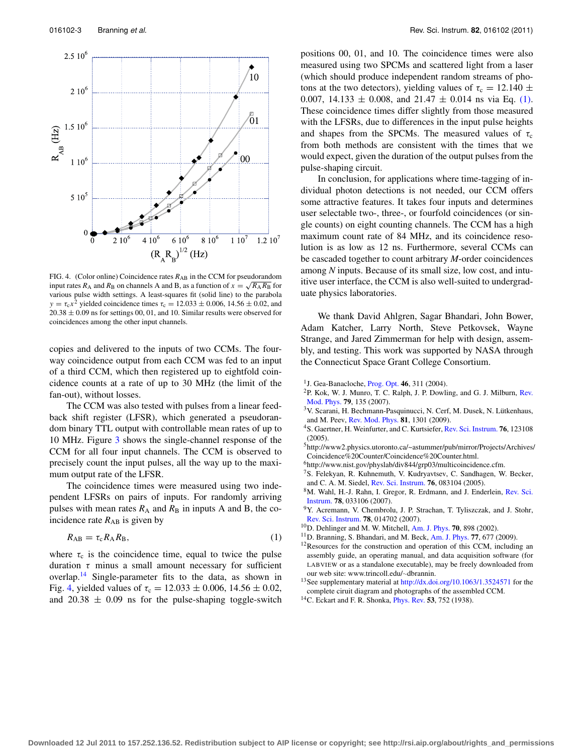2.5 10^6

2 10^6

1.5 10^6

1 10^6

5 10^5

0

$R_{AB}$ (Hz)

0

2 10^6

4 10^6

6 10^6

8 10^6

1 10^7

1.2 10^7

$(R_A R_B)^{1/2}$ (Hz)

10

01

00

FIG. 4. (Color online) Coincidence rates $R_{AB}$ in the CCM for pseudorandom input rates $R_A$ and $R_B$ on channels A and B, as a function of $x = \sqrt{R_A R_B}$ for various pulse width settings. A least-squares fit (solid line) to the parabola $y = \tau_c x^2$ yielded coincidence times $\tau_c = 12.033 \pm 0.006$, $14.56 \pm 0.02$, and $20.38 \pm 0.09$ ns for settings 00, 01, and 10. Similar results were observed for coincidences among the other input channels.

copies and delivered to the inputs of two CCMs. The four-way coincidence output from each CCM was fed to an input of a third CCM, which then registered up to eightfold coincidence counts at a rate of up to 30 MHz (the limit of the fan-out), without losses.

The CCM was also tested with pulses from a linear feedback shift register (LFSR), which generated a pseudorandom binary TTL output with controllable mean rates of up to 10 MHz. Figure 3 shows the single-channel response of the CCM for all four input channels. The CCM is observed to precisely count the input pulses, all the way up to the maximum output rate of the LFSR.

The coincidence times were measured using two independent LFSRs on pairs of inputs. For randomly arriving pulses with mean rates $R_A$ and $R_B$ in inputs A and B, the coincidence rate $R_{AB}$ is given by

$$R_{AB} = \tau_c R_A R_B, \qquad (1)$$

where $\tau_c$ is the coincidence time, equal to twice the pulse duration $\tau$ minus a small amount necessary for sufficient overlap.[14] Single-parameter fits to the data, as shown in Fig. 4, yielded values of $\tau_c = 12.033 \pm 0.006$, $14.56 \pm 0.02$, and $20.38 \pm 0.09$ ns for the pulse-shaping toggle-switch positions 00, 01, and 10. The coincidence times were also measured using two SPCMs and scattered light from a laser (which should produce independent random streams of photons at the two detectors), yielding values of $\tau_c = 12.140 \pm 0.007$, $14.133 \pm 0.008$, and $21.47 \pm 0.014$ ns via Eq. (1). These coincidence times differ slightly from those measured with the LFSRs, due to differences in the input pulse heights and shapes from the SPCMs. The measured values of $\tau_c$ from both methods are consistent with the times that we would expect, given the duration of the output pulses from the pulse-shaping circuit.

In conclusion, for applications where time-tagging of individual photon detections is not needed, our CCM offers some attractive features. It takes four inputs and determines user selectable two-, three-, or fourfold coincidences (or single counts) on eight counting channels. The CCM has a high maximum count rate of 84 MHz, and its coincidence resolution is as low as 12 ns. Furthermore, several CCMs can be cascaded together to count arbitrary $M$-order coincidences among $N$ inputs. Because of its small size, low cost, and intuitive user interface, the CCM is also well-suited to undergraduate physics laboratories.

We thank David Ahlgren, Sagar Bhandari, John Bower, Adam Katcher, Larry North, Steve Petkovsek, Wayne Strange, and Jared Zimmerman for help with design, assembly, and testing. This work was supported by NASA through the Connecticut Space Grant College Consortium.

[1] J. Gea-Banacloche, Prog. Opt. **46**, 311 (2004).
[2] P. Kok, W. J. Munro, T. C. Ralph, J. P. Dowling, and G. J. Milburn, Rev. Mod. Phys. **79**, 135 (2007).
[3] V. Scarani, H. Bechmann-Pasquinucci, N. Cerf, M. Dusek, N. Lütkenhaus, and M. Peev, Rev. Mod. Phys. **81**, 1301 (2009).
[4] S. Gaertner, H. Weinfurter, and C. Kurtsiefer, Rev. Sci. Instrum. **76**, 123108 (2005).
[5] http://www2.physics.utoronto.ca/~astummer/pub/mirror/Projects/Archives/Coincidence%20Counter/Coincidence%20Counter.html.
[6] http://www.nist.gov/physlab/div844/grp03/multicoincidence.cfm.
[7] S. Felekyan, R. Kuhnemuth, V. Kudryavtsev, C. Sandhagen, W. Becker, and C. A. M. Siedel, Rev. Sci. Instrum. **76**, 083104 (2005).
[8] M. Wahl, H.-J. Rahn, I. Gregor, R. Erdmann, and J. Enderlein, Rev. Sci. Instrum. **78**, 033106 (2007).
[9] Y. Acremann, V. Chembrolu, J. P. Strachan, T. Tyliszczak, and J. Stohr, Rev. Sci. Instrum. **78**, 014702 (2007).
[10] D. Dehlinger and M. W. Mitchell, Am. J. Phys. **70**, 898 (2002).
[11] D. Branning, S. Bhandari, and M. Beck, Am. J. Phys. **77**, 677 (2009).
[12] Resources for the construction and operation of this CCM, including an assembly guide, an operating manual, and data acquisition software (for LABVIEW or as a standalone executable), may be freely downloaded from our web site: www.trincoll.edu/~dbrannin.
[13] See supplementary material at http://dx.doi.org/10.1063/1.3524571 for the complete ciruit diagram and photographs of the assembled CCM.
[14] C. Eckart and F. R. Shonka, Phys. Rev. **53**, 752 (1938).